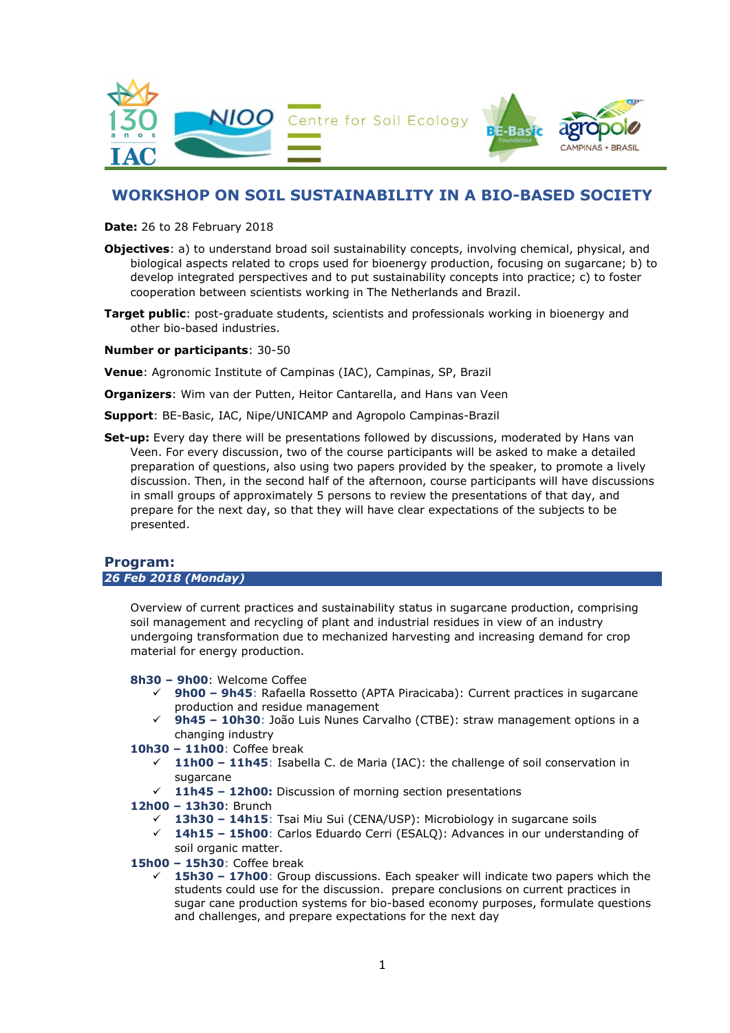# WORKSHOP ON SOIL SUSTAINABILITY IN A BIO-BASED SOCIETY

**Date:** 26 to 28 February 2018

**Objectives**: a) to understand broad soil sustainability concepts, involving chemical, physical, and biological aspects related to crops used for bioenergy production, focusing on sugarcane; b) to develop integrated perspectives and to put sustainability concepts into practice; c) to foster cooperation between scientists working in The Netherlands and Brazil.

**Target public**: post-graduate students, scientists and professionals working in bioenergy and other bio-based industries.

**Number or participants**: 30-50

**Venue**: Agronomic Institute of Campinas (IAC), Campinas, SP, Brazil

**Organizers**: Wim van der Putten, Heitor Cantarella, and Hans van Veen

**Support**: BE-Basic, IAC, Nipe/UNICAMP and Agropolo Campinas-Brazil

**Set-up:** Every day there will be presentations followed by discussions, moderated by Hans van Veen. For every discussion, two of the course participants will be asked to make a detailed preparation of questions, also using two papers provided by the speaker, to promote a lively discussion. Then, in the second half of the afternoon, course participants will have discussions in small groups of approximately 5 persons to review the presentations of that day, and prepare for the next day, so that they will have clear expectations of the subjects to be presented.

## Program:

### *26 Feb 2018 (Monday)*

Overview of current practices and sustainability status in sugarcane production, comprising soil management and recycling of plant and industrial residues in view of an industry undergoing transformation due to mechanized harvesting and increasing demand for crop material for energy production.

**8h30 – 9h00**: Welcome Coffee

- ✓ **9h00 – 9h45**: Rafaella Rossetto (APTA Piracicaba): Current practices in sugarcane production and residue management
- ✓ **9h45 – 10h30**: João Luis Nunes Carvalho (CTBE): straw management options in a changing industry

**10h30 – 11h00**: Coffee break

- ✓ **11h00 – 11h45**: Isabella C. de Maria (IAC): the challenge of soil conservation in sugarcane
- ✓ **11h45 – 12h00:** Discussion of morning section presentations

**12h00 – 13h30**: Brunch

- ✓ **13h30 – 14h15**: Tsai Miu Sui (CENA/USP): Microbiology in sugarcane soils
- ✓ **14h15 – 15h00**: Carlos Eduardo Cerri (ESALQ): Advances in our understanding of soil organic matter.

**15h00 – 15h30**: Coffee break

- ✓ **15h30 – 17h00**: Group discussions. Each speaker will indicate two papers which the students could use for the discussion. prepare conclusions on current practices in sugar cane production systems for bio-based economy purposes, formulate questions and challenges, and prepare expectations for the next day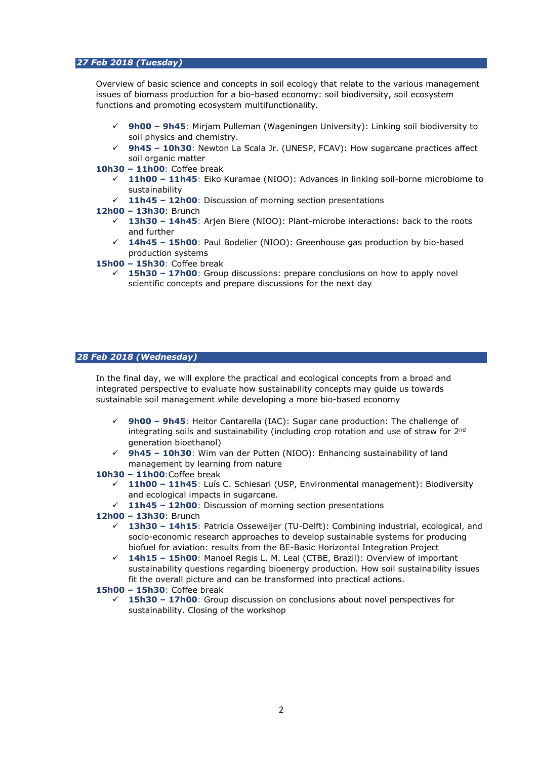### *27 Feb 2018 (Tuesday)*

Overview of basic science and concepts in soil ecology that relate to the various management issues of biomass production for a bio-based economy: soil biodiversity, soil ecosystem functions and promoting ecosystem multifunctionality.

- ✓ **9h00 – 9h45**: Mirjam Pulleman (Wageningen University): Linking soil biodiversity to soil physics and chemistry.
- ✓ **9h45 – 10h30**: Newton La Scala Jr. (UNESP, FCAV): How sugarcane practices affect soil organic matter

**10h30 – 11h00**: Coffee break

- ✓ **11h00 – 11h45**: Eiko Kuramae (NIOO): Advances in linking soil-borne microbiome to sustainability
- ✓ **11h45 – 12h00**: Discussion of morning section presentations

**12h00 – 13h30**: Brunch

- ✓ **13h30 – 14h45**: Arjen Biere (NIOO): Plant-microbe interactions: back to the roots and further
- ✓ **14h45 – 15h00**: Paul Bodelier (NIOO): Greenhouse gas production by bio-based production systems

**15h00 – 15h30**: Coffee break

- ✓ **15h30 – 17h00**: Group discussions: prepare conclusions on how to apply novel scientific concepts and prepare discussions for the next day

### *28 Feb 2018 (Wednesday)*

In the final day, we will explore the practical and ecological concepts from a broad and integrated perspective to evaluate how sustainability concepts may guide us towards sustainable soil management while developing a more bio-based economy

- ✓ **9h00 – 9h45**: Heitor Cantarella (IAC): Sugar cane production: The challenge of integrating soils and sustainability (including crop rotation and use of straw for 2nd generation bioethanol)
- ✓ **9h45 – 10h30**: Wim van der Putten (NIOO): Enhancing sustainability of land management by learning from nature

**10h30 – 11h00**:Coffee break

- ✓ **11h00 – 11h45**: Luís C. Schiesari (USP, Environmental management): Biodiversity and ecological impacts in sugarcane.
- ✓ **11h45 – 12h00**: Discussion of morning section presentations

**12h00 – 13h30**: Brunch

- ✓ **13h30 – 14h15**: Patricia Osseweijer (TU-Delft): Combining industrial, ecological, and socio-economic research approaches to develop sustainable systems for producing biofuel for aviation: results from the BE-Basic Horizontal Integration Project
- ✓ **14h15 – 15h00**: Manoel Regis L. M. Leal (CTBE, Brazil): Overview of important sustainability questions regarding bioenergy production. How soil sustainability issues fit the overall picture and can be transformed into practical actions.

**15h00 – 15h30**: Coffee break

- ✓ **15h30 – 17h00**: Group discussion on conclusions about novel perspectives for sustainability. Closing of the workshop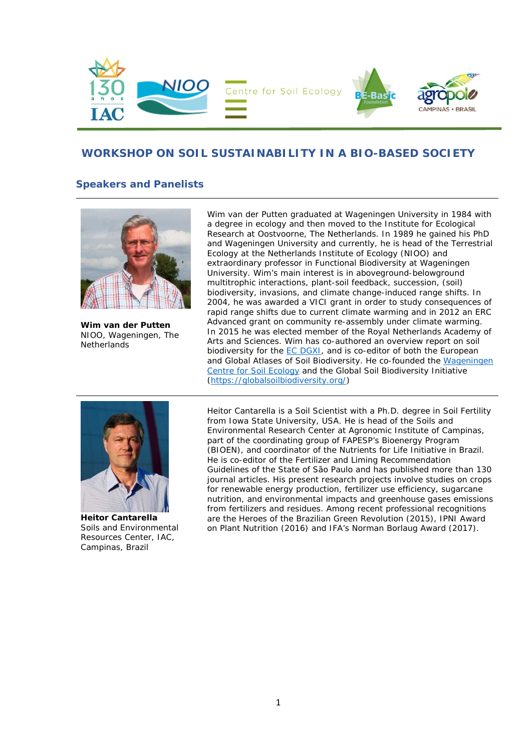# WORKSHOP ON SOIL SUSTAINABILITY IN A BIO-BASED SOCIETY

## Speakers and Panelists

**Wim van der Putten**
NIOO, Wageningen, The Netherlands

Wim van der Putten graduated at Wageningen University in 1984 with a degree in ecology and then moved to the Institute for Ecological Research at Oostvoorne, The Netherlands. In 1989 he gained his PhD and Wageningen University and currently, he is head of the Terrestrial Ecology at the Netherlands Institute of Ecology (NIOO) and extraordinary professor in Functional Biodiversity at Wageningen University. Wim's main interest is in aboveground-belowground multitrophic interactions, plant-soil feedback, succession, (soil) biodiversity, invasions, and climate change-induced range shifts. In 2004, he was awarded a VICI grant in order to study consequences of rapid range shifts due to current climate warming and in 2012 an ERC Advanced grant on community re-assembly under climate warming. In 2015 he was elected member of the Royal Netherlands Academy of Arts and Sciences. Wim has co-authored an overview report on soil biodiversity for the EC DGXI, and is co-editor of both the European and Global Atlases of Soil Biodiversity. He co-founded the Wageningen Centre for Soil Ecology and the Global Soil Biodiversity Initiative (https://globalsoilbiodiversity.org/)

**Heitor Cantarella**
Soils and Environmental Resources Center, IAC, Campinas, Brazil

Heitor Cantarella is a Soil Scientist with a Ph.D. degree in Soil Fertility from Iowa State University, USA. He is head of the Soils and Environmental Research Center at Agronomic Institute of Campinas, part of the coordinating group of FAPESP's Bioenergy Program (BIOEN), and coordinator of the Nutrients for Life Initiative in Brazil. He is co-editor of the Fertilizer and Liming Recommendation Guidelines of the State of São Paulo and has published more than 130 journal articles. His present research projects involve studies on crops for renewable energy production, fertilizer use efficiency, sugarcane nutrition, and environmental impacts and greenhouse gases emissions from fertilizers and residues. Among recent professional recognitions are the Heroes of the Brazilian Green Revolution (2015), IPNI Award on Plant Nutrition (2016) and IFA's Norman Borlaug Award (2017).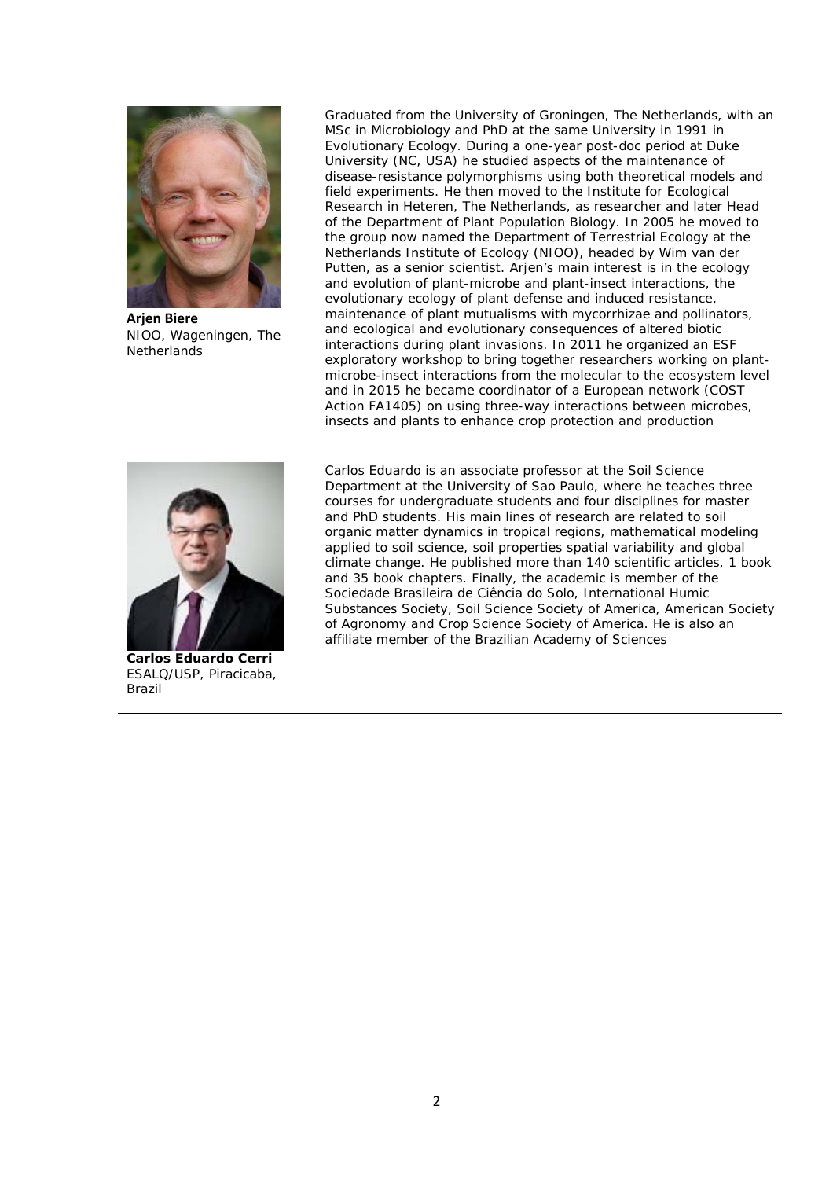**Arjen Biere**
NIOO, Wageningen, The Netherlands

Graduated from the University of Groningen, The Netherlands, with an MSc in Microbiology and PhD at the same University in 1991 in Evolutionary Ecology. During a one-year post-doc period at Duke University (NC, USA) he studied aspects of the maintenance of disease-resistance polymorphisms using both theoretical models and field experiments. He then moved to the Institute for Ecological Research in Heteren, The Netherlands, as researcher and later Head of the Department of Plant Population Biology. In 2005 he moved to the group now named the Department of Terrestrial Ecology at the Netherlands Institute of Ecology (NIOO), headed by Wim van der Putten, as a senior scientist. Arjen's main interest is in the ecology and evolution of plant-microbe and plant-insect interactions, the evolutionary ecology of plant defense and induced resistance, maintenance of plant mutualisms with mycorrhizae and pollinators, and ecological and evolutionary consequences of altered biotic interactions during plant invasions. In 2011 he organized an ESF exploratory workshop to bring together researchers working on plant-microbe-insect interactions from the molecular to the ecosystem level and in 2015 he became coordinator of a European network (COST Action FA1405) on using three-way interactions between microbes, insects and plants to enhance crop protection and production

---

**Carlos Eduardo Cerri**
ESALQ/USP, Piracicaba, Brazil

Carlos Eduardo is an associate professor at the Soil Science Department at the University of Sao Paulo, where he teaches three courses for undergraduate students and four disciplines for master and PhD students. His main lines of research are related to soil organic matter dynamics in tropical regions, mathematical modeling applied to soil science, soil properties spatial variability and global climate change. He published more than 140 scientific articles, 1 book and 35 book chapters. Finally, the academic is member of the Sociedade Brasileira de Ciência do Solo, International Humic Substances Society, Soil Science Society of America, American Society of Agronomy and Crop Science Society of America. He is also an affiliate member of the Brazilian Academy of Sciences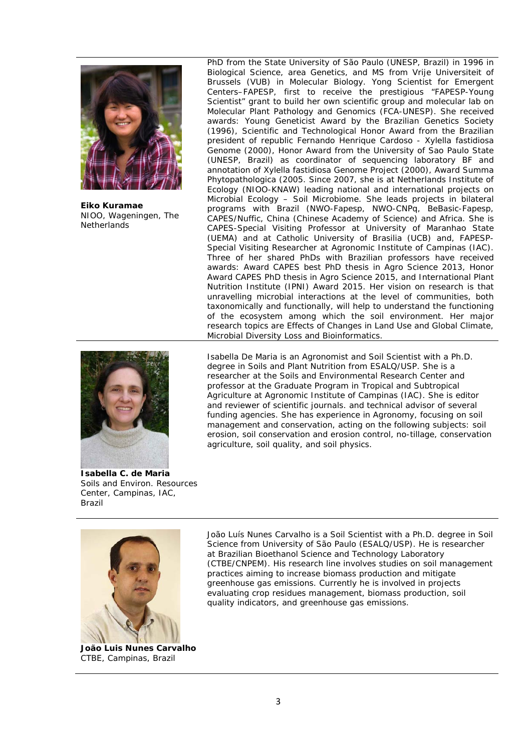**Eiko Kuramae**
NIOO, Wageningen, The Netherlands

PhD from the State University of São Paulo (UNESP, Brazil) in 1996 in Biological Science, area Genetics, and MS from Vrije Universiteit of Brussels (VUB) in Molecular Biology. Yong Scientist for Emergent Centers–FAPESP, first to receive the prestigious "FAPESP-Young Scientist" grant to build her own scientific group and molecular lab on Molecular Plant Pathology and Genomics (FCA-UNESP). She received awards: Young Geneticist Award by the Brazilian Genetics Society (1996), Scientific and Technological Honor Award from the Brazilian president of republic Fernando Henrique Cardoso - Xylella fastidiosa Genome (2000), Honor Award from the University of Sao Paulo State (UNESP, Brazil) as coordinator of sequencing laboratory BF and annotation of Xylella fastidiosa Genome Project (2000), Award Summa Phytopathologica (2005. Since 2007, she is at Netherlands Institute of Ecology (NIOO-KNAW) leading national and international projects on Microbial Ecology – Soil Microbiome. She leads projects in bilateral programs with Brazil (NWO-Fapesp, NWO-CNPq, BeBasic-Fapesp, CAPES/Nuffic, China (Chinese Academy of Science) and Africa. She is CAPES-Special Visiting Professor at University of Maranhao State (UEMA) and at Catholic University of Brasilia (UCB) and, FAPESP-Special Visiting Researcher at Agronomic Institute of Campinas (IAC). Three of her shared PhDs with Brazilian professors have received awards: Award CAPES best PhD thesis in Agro Science 2013, Honor Award CAPES PhD thesis in Agro Science 2015, and International Plant Nutrition Institute (IPNI) Award 2015. Her vision on research is that unravelling microbial interactions at the level of communities, both taxonomically and functionally, will help to understand the functioning of the ecosystem among which the soil environment. Her major research topics are Effects of Changes in Land Use and Global Climate, Microbial Diversity Loss and Bioinformatics.

---

**Isabella C. de Maria**
Soils and Environ. Resources Center, Campinas, IAC, Brazil

Isabella De Maria is an Agronomist and Soil Scientist with a Ph.D. degree in Soils and Plant Nutrition from ESALQ/USP. She is a researcher at the Soils and Environmental Research Center and professor at the Graduate Program in Tropical and Subtropical Agriculture at Agronomic Institute of Campinas (IAC). She is editor and reviewer of scientific journals. and technical advisor of several funding agencies. She has experience in Agronomy, focusing on soil management and conservation, acting on the following subjects: soil erosion, soil conservation and erosion control, no-tillage, conservation agriculture, soil quality, and soil physics.

---

**João Luis Nunes Carvalho**
CTBE, Campinas, Brazil

João Luís Nunes Carvalho is a Soil Scientist with a Ph.D. degree in Soil Science from University of São Paulo (ESALQ/USP). He is researcher at Brazilian Bioethanol Science and Technology Laboratory (CTBE/CNPEM). His research line involves studies on soil management practices aiming to increase biomass production and mitigate greenhouse gas emissions. Currently he is involved in projects evaluating crop residues management, biomass production, soil quality indicators, and greenhouse gas emissions.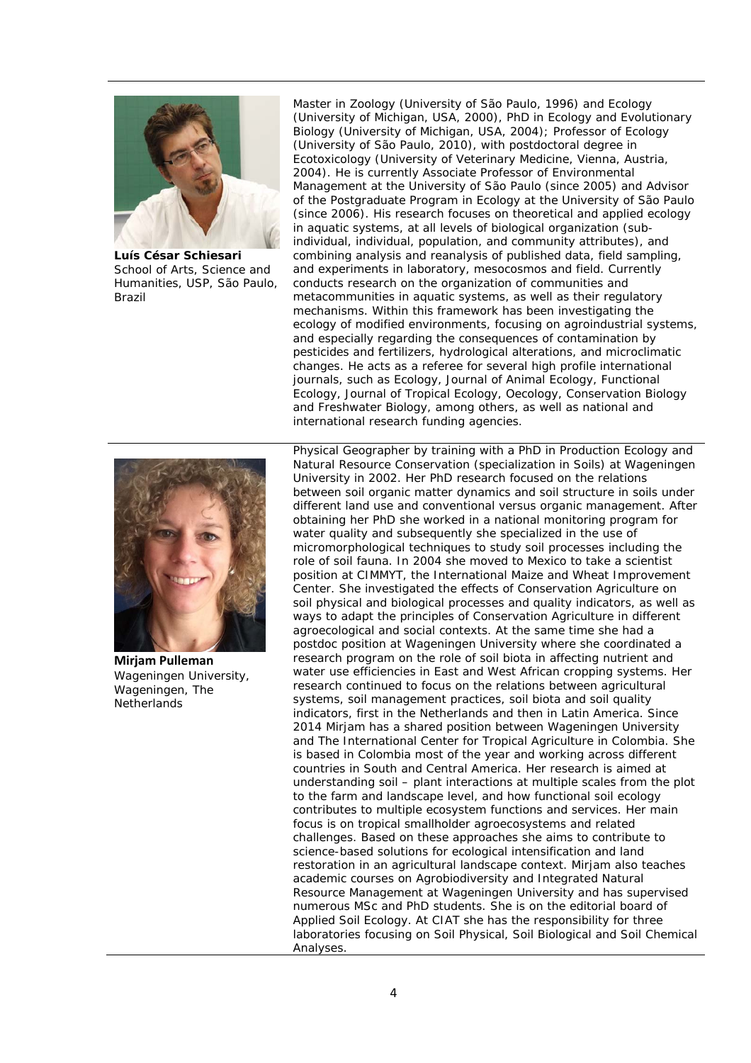**Luís César Schiesari**
School of Arts, Science and Humanities, USP, São Paulo, Brazil

Master in Zoology (University of São Paulo, 1996) and Ecology (University of Michigan, USA, 2000), PhD in Ecology and Evolutionary Biology (University of Michigan, USA, 2004); Professor of Ecology (University of São Paulo, 2010), with postdoctoral degree in Ecotoxicology (University of Veterinary Medicine, Vienna, Austria, 2004). He is currently Associate Professor of Environmental Management at the University of São Paulo (since 2005) and Advisor of the Postgraduate Program in Ecology at the University of São Paulo (since 2006). His research focuses on theoretical and applied ecology in aquatic systems, at all levels of biological organization (sub-individual, individual, population, and community attributes), and combining analysis and reanalysis of published data, field sampling, and experiments in laboratory, mesocosmos and field. Currently conducts research on the organization of communities and metacommunities in aquatic systems, as well as their regulatory mechanisms. Within this framework has been investigating the ecology of modified environments, focusing on agroindustrial systems, and especially regarding the consequences of contamination by pesticides and fertilizers, hydrological alterations, and microclimatic changes. He acts as a referee for several high profile international journals, such as Ecology, Journal of Animal Ecology, Functional Ecology, Journal of Tropical Ecology, Oecology, Conservation Biology and Freshwater Biology, among others, as well as national and international research funding agencies.

**Mirjam Pulleman**
Wageningen University, Wageningen, The Netherlands

Physical Geographer by training with a PhD in Production Ecology and Natural Resource Conservation (specialization in Soils) at Wageningen University in 2002. Her PhD research focused on the relations between soil organic matter dynamics and soil structure in soils under different land use and conventional versus organic management. After obtaining her PhD she worked in a national monitoring program for water quality and subsequently she specialized in the use of micromorphological techniques to study soil processes including the role of soil fauna. In 2004 she moved to Mexico to take a scientist position at CIMMYT, the International Maize and Wheat Improvement Center. She investigated the effects of Conservation Agriculture on soil physical and biological processes and quality indicators, as well as ways to adapt the principles of Conservation Agriculture in different agroecological and social contexts. At the same time she had a postdoc position at Wageningen University where she coordinated a research program on the role of soil biota in affecting nutrient and water use efficiencies in East and West African cropping systems. Her research continued to focus on the relations between agricultural systems, soil management practices, soil biota and soil quality indicators, first in the Netherlands and then in Latin America. Since 2014 Mirjam has a shared position between Wageningen University and The International Center for Tropical Agriculture in Colombia. She is based in Colombia most of the year and working across different countries in South and Central America. Her research is aimed at understanding soil – plant interactions at multiple scales from the plot to the farm and landscape level, and how functional soil ecology contributes to multiple ecosystem functions and services. Her main focus is on tropical smallholder agroecosystems and related challenges. Based on these approaches she aims to contribute to science-based solutions for ecological intensification and land restoration in an agricultural landscape context. Mirjam also teaches academic courses on Agrobiodiversity and Integrated Natural Resource Management at Wageningen University and has supervised numerous MSc and PhD students. She is on the editorial board of Applied Soil Ecology. At CIAT she has the responsibility for three laboratories focusing on Soil Physical, Soil Biological and Soil Chemical Analyses.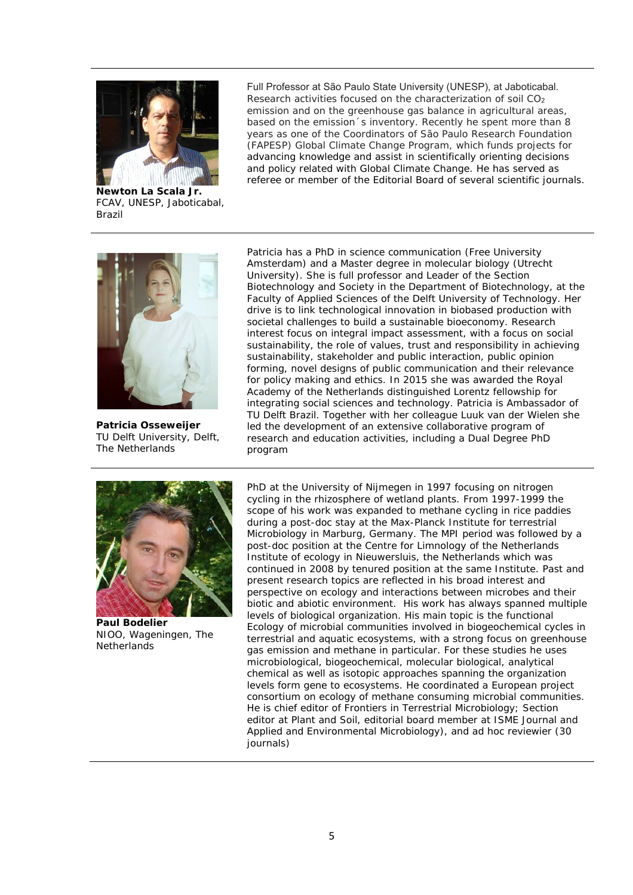**Newton La Scala Jr.**
FCAV, UNESP, Jaboticabal, Brazil

Full Professor at São Paulo State University (UNESP), at Jaboticabal. Research activities focused on the characterization of soil $CO_2$ emission and on the greenhouse gas balance in agricultural areas, based on the emission´s inventory. Recently he spent more than 8 years as one of the Coordinators of São Paulo Research Foundation (FAPESP) Global Climate Change Program, which funds projects for advancing knowledge and assist in scientifically orienting decisions and policy related with Global Climate Change. He has served as referee or member of the Editorial Board of several scientific journals.

---

**Patricia Osseweijer**
TU Delft University, Delft, The Netherlands

Patricia has a PhD in science communication (Free University Amsterdam) and a Master degree in molecular biology (Utrecht University). She is full professor and Leader of the Section Biotechnology and Society in the Department of Biotechnology, at the Faculty of Applied Sciences of the Delft University of Technology. Her drive is to link technological innovation in biobased production with societal challenges to build a sustainable bioeconomy. Research interest focus on integral impact assessment, with a focus on social sustainability, the role of values, trust and responsibility in achieving sustainability, stakeholder and public interaction, public opinion forming, novel designs of public communication and their relevance for policy making and ethics. In 2015 she was awarded the Royal Academy of the Netherlands distinguished Lorentz fellowship for integrating social sciences and technology. Patricia is Ambassador of TU Delft Brazil. Together with her colleague Luuk van der Wielen she led the development of an extensive collaborative program of research and education activities, including a Dual Degree PhD program

---

**Paul Bodelier**
NIOO, Wageningen, The Netherlands

PhD at the University of Nijmegen in 1997 focusing on nitrogen cycling in the rhizosphere of wetland plants. From 1997-1999 the scope of his work was expanded to methane cycling in rice paddies during a post-doc stay at the Max-Planck Institute for terrestrial Microbiology in Marburg, Germany. The MPI period was followed by a post-doc position at the Centre for Limnology of the Netherlands Institute of ecology in Nieuwersluis, the Netherlands which was continued in 2008 by tenured position at the same Institute. Past and present research topics are reflected in his broad interest and perspective on ecology and interactions between microbes and their biotic and abiotic environment. His work has always spanned multiple levels of biological organization. His main topic is the functional Ecology of microbial communities involved in biogeochemical cycles in terrestrial and aquatic ecosystems, with a strong focus on greenhouse gas emission and methane in particular. For these studies he uses microbiological, biogeochemical, molecular biological, analytical chemical as well as isotopic approaches spanning the organization levels form gene to ecosystems. He coordinated a European project consortium on ecology of methane consuming microbial communities. He is chief editor of Frontiers in Terrestrial Microbiology; Section editor at Plant and Soil, editorial board member at ISME Journal and Applied and Environmental Microbiology), and ad hoc reviewier (30 journals)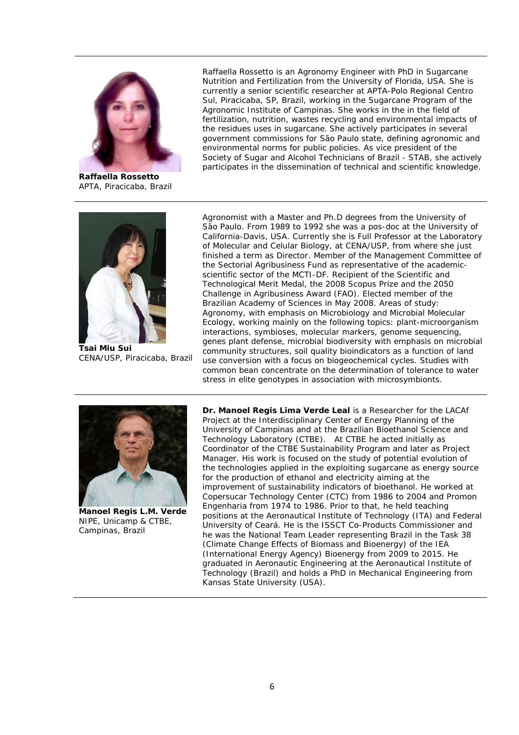**Raffaella Rossetto**
APTA, Piracicaba, Brazil

Raffaella Rossetto is an Agronomy Engineer with PhD in Sugarcane Nutrition and Fertilization from the University of Florida, USA. She is currently a senior scientific researcher at APTA-Polo Regional Centro Sul, Piracicaba, SP, Brazil, working in the Sugarcane Program of the Agronomic Institute of Campinas. She works in the in the field of fertilization, nutrition, wastes recycling and environmental impacts of the residues uses in sugarcane. She actively participates in several government commissions for São Paulo state, defining agronomic and environmental norms for public policies. As vice president of the Society of Sugar and Alcohol Technicians of Brazil - STAB, she actively participates in the dissemination of technical and scientific knowledge.

---

**Tsai Miu Sui**
CENA/USP, Piracicaba, Brazil

Agronomist with a Master and Ph.D degrees from the University of São Paulo. From 1989 to 1992 she was a pos-doc at the University of California-Davis, USA. Currently she is Full Professor at the Laboratory of Molecular and Celular Biology, at CENA/USP, from where she just finished a term as Director. Member of the Management Committee of the Sectorial Agribusiness Fund as representative of the academic-scientific sector of the MCTI-DF. Recipient of the Scientific and Technological Merit Medal, the 2008 Scopus Prize and the 2050 Challenge in Agribusiness Award (FAO). Elected member of the Brazilian Academy of Sciences in May 2008. Areas of study: Agronomy, with emphasis on Microbiology and Microbial Molecular Ecology, working mainly on the following topics: plant-microorganism interactions, symbioses, molecular markers, genome sequencing, genes plant defense, microbial biodiversity with emphasis on microbial community structures, soil quality bioindicators as a function of land use conversion with a focus on biogeochemical cycles. Studies with common bean concentrate on the determination of tolerance to water stress in elite genotypes in association with microsymbionts.

---

**Manoel Regis L.M. Verde**
NIPE, Unicamp & CTBE, Campinas, Brazil

**Dr. Manoel Regis Lima Verde Leal** is a Researcher for the LACAf Project at the Interdisciplinary Center of Energy Planning of the University of Campinas and at the Brazilian Bioethanol Science and Technology Laboratory (CTBE). At CTBE he acted initially as Coordinator of the CTBE Sustainability Program and later as Project Manager. His work is focused on the study of potential evolution of the technologies applied in the exploiting sugarcane as energy source for the production of ethanol and electricity aiming at the improvement of sustainability indicators of bioethanol. He worked at Copersucar Technology Center (CTC) from 1986 to 2004 and Promon Engenharia from 1974 to 1986. Prior to that, he held teaching positions at the Aeronautical Institute of Technology (ITA) and Federal University of Ceará. He is the ISSCT Co-Products Commissioner and he was the National Team Leader representing Brazil in the Task 38 (Climate Change Effects of Biomass and Bioenergy) of the IEA (International Energy Agency) Bioenergy from 2009 to 2015. He graduated in Aeronautic Engineering at the Aeronautical Institute of Technology (Brazil) and holds a PhD in Mechanical Engineering from Kansas State University (USA).